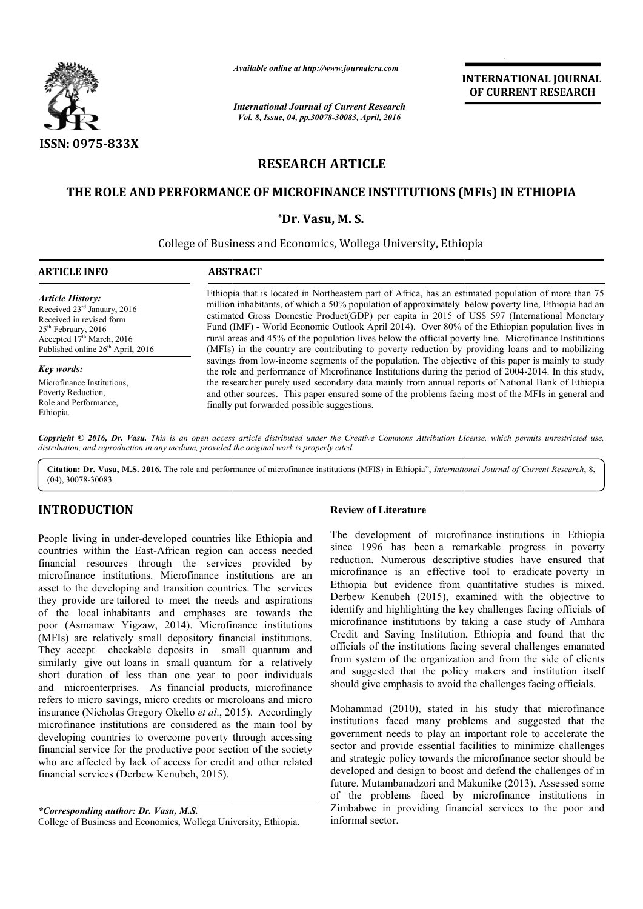ISSN: 0975-833X

*Available online at http://www.journalcra.com*

*International Journal of Current Research*
*Vol. 8, Issue, 04, pp.30078-30083, April, 2016*

**INTERNATIONAL JOURNAL OF CURRENT RESEARCH**

# RESEARCH ARTICLE

## THE ROLE AND PERFORMANCE OF MICROFINANCE INSTITUTIONS (MFIs) IN ETHIOPIA

**\*Dr. Vasu, M. S.**

College of Business and Economics, Wollega University, Ethiopia

**ARTICLE INFO**

*Article History:*
Received 23rd January, 2016
Received in revised form 25th February, 2016
Accepted 17th March, 2016
Published online 26th April, 2016

*Key words:*
Microfinance Institutions,
Poverty Reduction,
Role and Performance,
Ethiopia.

**ABSTRACT**

Ethiopia that is located in Northeastern part of Africa, has an estimated population of more than 75 million inhabitants, of which a 50% population of approximately below poverty line, Ethiopia had an estimated Gross Domestic Product(GDP) per capita in 2015 of US$ 597 (International Monetary Fund (IMF) - World Economic Outlook April 2014). Over 80% of the Ethiopian population lives in rural areas and 45% of the population lives below the official poverty line. Microfinance Institutions (MFIs) in the country are contributing to poverty reduction by providing loans and to mobilizing savings from low-income segments of the population. The objective of this paper is mainly to study the role and performance of Microfinance Institutions during the period of 2004-2014. In this study, the researcher purely used secondary data mainly from annual reports of National Bank of Ethiopia and other sources. This paper ensured some of the problems facing most of the MFIs in general and finally put forwarded possible suggestions.

*Copyright © 2016, Dr. Vasu. This is an open access article distributed under the Creative Commons Attribution License, which permits unrestricted use, distribution, and reproduction in any medium, provided the original work is properly cited.*

**Citation: Dr. Vasu, M.S. 2016.** The role and performance of microfinance institutions (MFIS) in Ethiopia", *International Journal of Current Research*, 8, (04), 30078-30083.

# INTRODUCTION

People living in under-developed countries like Ethiopia and countries within the East-African region can access needed financial resources through the services provided by microfinance institutions. Microfinance institutions are an asset to the developing and transition countries. The services they provide are tailored to meet the needs and aspirations of the local inhabitants and emphases are towards the poor (Asmamaw Yigzaw, 2014). Microfinance institutions (MFIs) are relatively small depository financial institutions. They accept checkable deposits in small quantum and similarly give out loans in small quantum for a relatively short duration of less than one year to poor individuals and microenterprises. As financial products, microfinance refers to micro savings, micro credits or microloans and micro insurance (Nicholas Gregory Okello *et al*., 2015). Accordingly microfinance institutions are considered as the main tool by developing countries to overcome poverty through accessing financial service for the productive poor section of the society who are affected by lack of access for credit and other related financial services (Derbew Kenubeh, 2015).

**Review of Literature**

The development of microfinance institutions in Ethiopia since 1996 has been a remarkable progress in poverty reduction. Numerous descriptive studies have ensured that microfinance is an effective tool to eradicate poverty in Ethiopia but evidence from quantitative studies is mixed. Derbew Kenubeh (2015), examined with the objective to identify and highlighting the key challenges facing officials of microfinance institutions by taking a case study of Amhara Credit and Saving Institution, Ethiopia and found that the officials of the institutions facing several challenges emanated from system of the organization and from the side of clients and suggested that the policy makers and institution itself should give emphasis to avoid the challenges facing officials.

Mohammad (2010), stated in his study that microfinance institutions faced many problems and suggested that the government needs to play an important role to accelerate the sector and provide essential facilities to minimize challenges and strategic policy towards the microfinance sector should be developed and design to boost and defend the challenges of in future. Mutambanadzori and Makunike (2013), Assessed some of the problems faced by microfinance institutions in Zimbabwe in providing financial services to the poor and informal sector.

*\*Corresponding author: Dr. Vasu, M.S.*
College of Business and Economics, Wollega University, Ethiopia.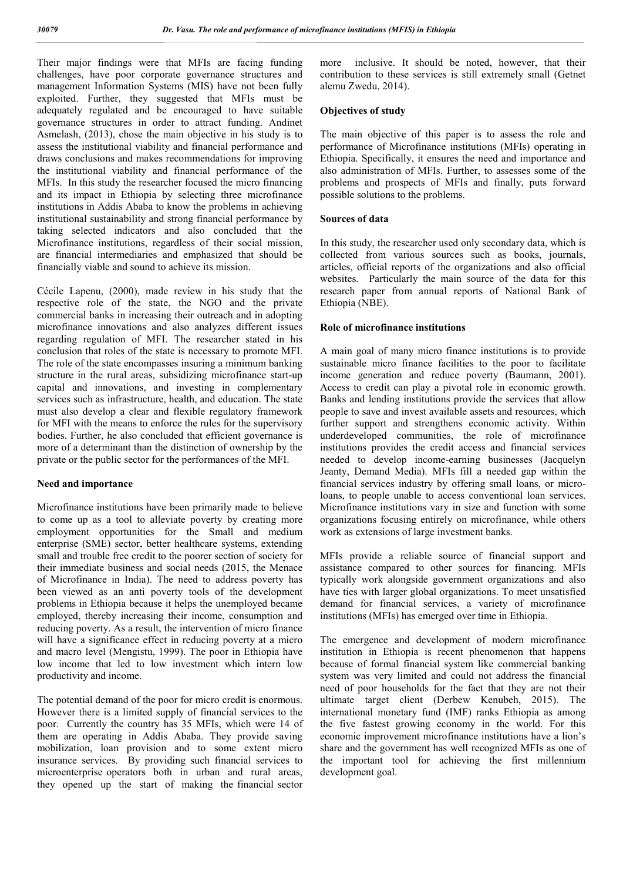Their major findings were that MFIs are facing funding challenges, have poor corporate governance structures and management Information Systems (MIS) have not been fully exploited. Further, they suggested that MFIs must be adequately regulated and be encouraged to have suitable governance structures in order to attract funding. Andinet Asmelash, (2013), chose the main objective in his study is to assess the institutional viability and financial performance and draws conclusions and makes recommendations for improving the institutional viability and financial performance of the MFIs. In this study the researcher focused the micro financing and its impact in Ethiopia by selecting three microfinance institutions in Addis Ababa to know the problems in achieving institutional sustainability and strong financial performance by taking selected indicators and also concluded that the Microfinance institutions, regardless of their social mission, are financial intermediaries and emphasized that should be financially viable and sound to achieve its mission.

Cécile Lapenu, (2000), made review in his study that the respective role of the state, the NGO and the private commercial banks in increasing their outreach and in adopting microfinance innovations and also analyzes different issues regarding regulation of MFI. The researcher stated in his conclusion that roles of the state is necessary to promote MFI. The role of the state encompasses insuring a minimum banking structure in the rural areas, subsidizing microfinance start-up capital and innovations, and investing in complementary services such as infrastructure, health, and education. The state must also develop a clear and flexible regulatory framework for MFI with the means to enforce the rules for the supervisory bodies. Further, he also concluded that efficient governance is more of a determinant than the distinction of ownership by the private or the public sector for the performances of the MFI.

**Need and importance**

Microfinance institutions have been primarily made to believe to come up as a tool to alleviate poverty by creating more employment opportunities for the Small and medium enterprise (SME) sector, better healthcare systems, extending small and trouble free credit to the poorer section of society for their immediate business and social needs (2015, the Menace of Microfinance in India). The need to address poverty has been viewed as an anti poverty tools of the development problems in Ethiopia because it helps the unemployed became employed, thereby increasing their income, consumption and reducing poverty. As a result, the intervention of micro finance will have a significance effect in reducing poverty at a micro and macro level (Mengistu, 1999). The poor in Ethiopia have low income that led to low investment which intern low productivity and income.

The potential demand of the poor for micro credit is enormous. However there is a limited supply of financial services to the poor. Currently the country has 35 MFIs, which were 14 of them are operating in Addis Ababa. They provide saving mobilization, loan provision and to some extent micro insurance services. By providing such financial services to microenterprise operators both in urban and rural areas, they opened up the start of making the financial sector more inclusive. It should be noted, however, that their contribution to these services is still extremely small (Getnet alemu Zwedu, 2014).

**Objectives of study**

The main objective of this paper is to assess the role and performance of Microfinance institutions (MFIs) operating in Ethiopia. Specifically, it ensures the need and importance and also administration of MFIs. Further, to assesses some of the problems and prospects of MFIs and finally, puts forward possible solutions to the problems.

**Sources of data**

In this study, the researcher used only secondary data, which is collected from various sources such as books, journals, articles, official reports of the organizations and also official websites. Particularly the main source of the data for this research paper from annual reports of National Bank of Ethiopia (NBE).

**Role of microfinance institutions**

A main goal of many micro finance institutions is to provide sustainable micro finance facilities to the poor to facilitate income generation and reduce poverty (Baumann, 2001). Access to credit can play a pivotal role in economic growth. Banks and lending institutions provide the services that allow people to save and invest available assets and resources, which further support and strengthens economic activity. Within underdeveloped communities, the role of microfinance institutions provides the credit access and financial services needed to develop income-earning businesses (Jacquelyn Jeanty, Demand Media). MFIs fill a needed gap within the financial services industry by offering small loans, or micro-loans, to people unable to access conventional loan services. Microfinance institutions vary in size and function with some organizations focusing entirely on microfinance, while others work as extensions of large investment banks.

MFIs provide a reliable source of financial support and assistance compared to other sources for financing. MFIs typically work alongside government organizations and also have ties with larger global organizations. To meet unsatisfied demand for financial services, a variety of microfinance institutions (MFIs) has emerged over time in Ethiopia.

The emergence and development of modern microfinance institution in Ethiopia is recent phenomenon that happens because of formal financial system like commercial banking system was very limited and could not address the financial need of poor households for the fact that they are not their ultimate target client (Derbew Kenubeh, 2015). The international monetary fund (IMF) ranks Ethiopia as among the five fastest growing economy in the world. For this economic improvement microfinance institutions have a lion's share and the government has well recognized MFIs as one of the important tool for achieving the first millennium development goal.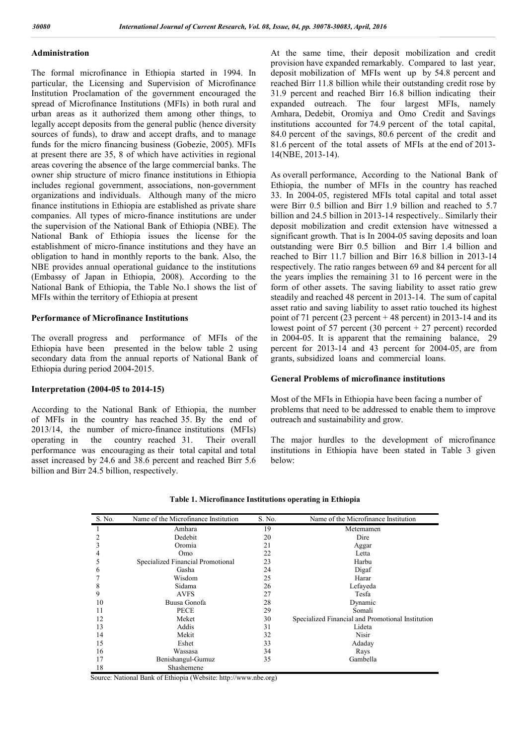### Administration

The formal microfinance in Ethiopia started in 1994. In particular, the Licensing and Supervision of Microfinance Institution Proclamation of the government encouraged the spread of Microfinance Institutions (MFIs) in both rural and urban areas as it authorized them among other things, to legally accept deposits from the general public (hence diversity sources of funds), to draw and accept drafts, and to manage funds for the micro financing business (Gobezie, 2005). MFIs at present there are 35, 8 of which have activities in regional areas covering the absence of the large commercial banks. The owner ship structure of micro finance institutions in Ethiopia includes regional government, associations, non-government organizations and individuals. Although many of the micro finance institutions in Ethiopia are established as private share companies. All types of micro-finance institutions are under the supervision of the National Bank of Ethiopia (NBE). The National Bank of Ethiopia issues the license for the establishment of micro-finance institutions and they have an obligation to hand in monthly reports to the bank. Also, the NBE provides annual operational guidance to the institutions (Embassy of Japan in Ethiopia, 2008). According to the National Bank of Ethiopia, the Table No.1 shows the list of MFIs within the territory of Ethiopia at present

### Performance of Microfinance Institutions

The overall progress and performance of MFIs of the Ethiopia have been presented in the below table 2 using secondary data from the annual reports of National Bank of Ethiopia during period 2004-2015.

### Interpretation (2004-05 to 2014-15)

According to the National Bank of Ethiopia, the number of MFIs in the country has reached 35. By the end of 2013/14, the number of micro-finance institutions (MFIs) operating in the country reached 31. Their overall performance was encouraging as their total capital and total asset increased by 24.6 and 38.6 percent and reached Birr 5.6 billion and Birr 24.5 billion, respectively.

At the same time, their deposit mobilization and credit provision have expanded remarkably. Compared to last year, deposit mobilization of MFIs went up by 54.8 percent and reached Birr 11.8 billion while their outstanding credit rose by 31.9 percent and reached Birr 16.8 billion indicating their expanded outreach. The four largest MFIs, namely Amhara, Dedebit, Oromiya and Omo Credit and Savings institutions accounted for 74.9 percent of the total capital, 84.0 percent of the savings, 80.6 percent of the credit and 81.6 percent of the total assets of MFIs at the end of 2013-14(NBE, 2013-14).

As overall performance, According to the National Bank of Ethiopia, the number of MFIs in the country has reached 33. In 2004-05, registered MFIs total capital and total asset were Birr 0.5 billion and Birr 1.9 billion and reached to 5.7 billion and 24.5 billion in 2013-14 respectively.. Similarly their deposit mobilization and credit extension have witnessed a significant growth. That is In 2004-05 saving deposits and loan outstanding were Birr 0.5 billion and Birr 1.4 billion and reached to Birr 11.7 billion and Birr 16.8 billion in 2013-14 respectively. The ratio ranges between 69 and 84 percent for all the years implies the remaining 31 to 16 percent were in the form of other assets. The saving liability to asset ratio grew steadily and reached 48 percent in 2013-14. The sum of capital asset ratio and saving liability to asset ratio touched its highest point of 71 percent (23 percent + 48 percent) in 2013-14 and its lowest point of 57 percent (30 percent + 27 percent) recorded in 2004-05. It is apparent that the remaining balance, 29 percent for 2013-14 and 43 percent for 2004-05, are from grants, subsidized loans and commercial loans.

### General Problems of microfinance institutions

Most of the MFIs in Ethiopia have been facing a number of problems that need to be addressed to enable them to improve outreach and sustainability and grow.

The major hurdles to the development of microfinance institutions in Ethiopia have been stated in Table 3 given below:

**Table 1. Microfinance Institutions operating in Ethiopia**

| S. No. | Name of the Microfinance Institution | S. No. | Name of the Microfinance Institution |
|---|---|---|---|
| 1 | Amhara | 19 | Metemamen |
| 2 | Dedebit | 20 | Dire |
| 3 | Oromia | 21 | Aggar |
| 4 | Omo | 22 | Letta |
| 5 | Specialized Financial Promotional | 23 | Harbu |
| 6 | Gasha | 24 | Digaf |
| 7 | Wisdom | 25 | Harar |
| 8 | Sidama | 26 | Lefayeda |
| 9 | AVFS | 27 | Tesfa |
| 10 | Buusa Gonofa | 28 | Dynamic |
| 11 | PECE | 29 | Somali |
| 12 | Meket | 30 | Specialized Financial and Promotional Institution |
| 13 | Addis | 31 | Lideta |
| 14 | Mekit | 32 | Nisir |
| 15 | Eshet | 33 | Adaday |
| 16 | Wassasa | 34 | Rays |
| 17 | Benishangul-Gumuz | 35 | Gambella |
| 18 | Shashemene | | |

Source: National Bank of Ethiopia (Website: http://www.nbe.org)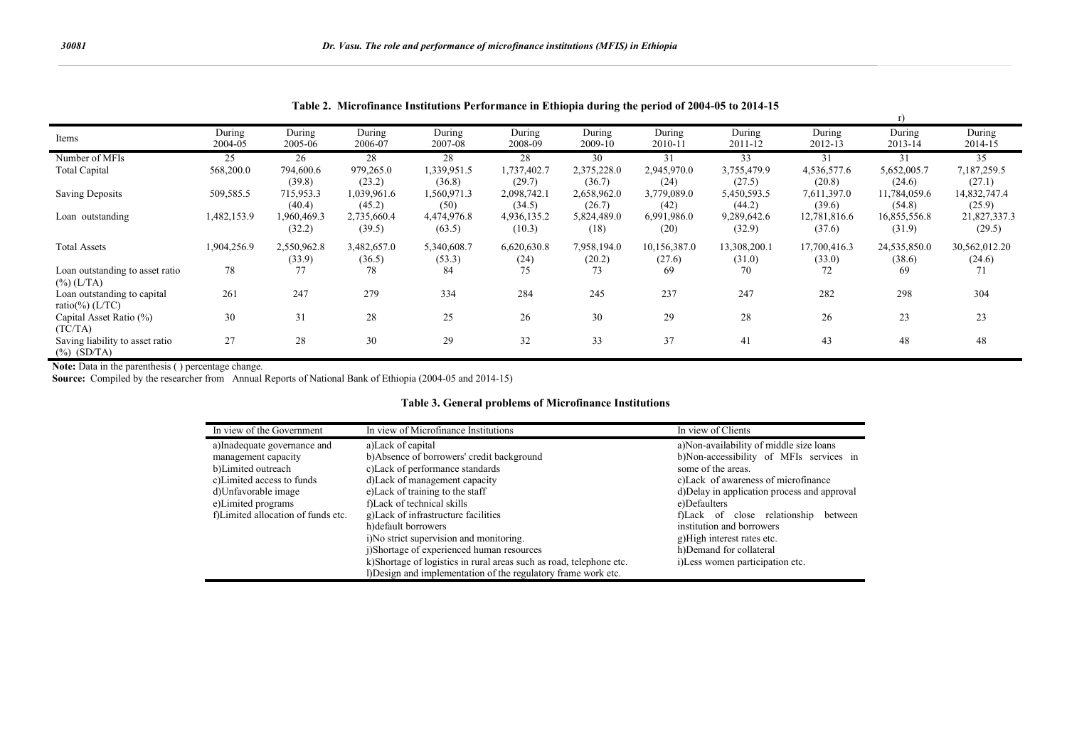**Table 2. Microfinance Institutions Performance in Ethiopia during the period of 2004-05 to 2014-15**

| Items | During 2004-05 | During 2005-06 | During 2006-07 | During 2007-08 | During 2008-09 | During 2009-10 | During 2010-11 | During 2011-12 | During 2012-13 | During 2013-14 | During 2014-15 |
|---|---|---|---|---|---|---|---|---|---|---|---|
| Number of MFIs | 25 | 26 | 28 | 28 | 28 | 30 | 31 | 33 | 31 | 31 | 35 |
| Total Capital | 568,200.0 | 794,600.6 (39.8) | 979,265.0 (23.2) | 1,339,951.5 (36.8) | 1,737,402.7 (29.7) | 2,375,228.0 (36.7) | 2,945,970.0 (24) | 3,755,479.9 (27.5) | 4,536,577.6 (20.8) | 5,652,005.7 (24.6) | 7,187,259.5 (27.1) |
| Saving Deposits | 509,585.5 | 715,953.3 (40.4) | 1,039,961.6 (45.2) | 1,560,971.3 (50) | 2,098,742.1 (34.5) | 2,658,962.0 (26.7) | 3,779,089.0 (42) | 5,450,593.5 (44.2) | 7,611,397.0 (39.6) | 11,784,059.6 (54.8) | 14,832,747.4 (25.9) |
| Loan outstanding | 1,482,153.9 | 1,960,469.3 (32.2) | 2,735,660.4 (39.5) | 4,474,976.8 (63.5) | 4,936,135.2 (10.3) | 5,824,489.0 (18) | 6,991,986.0 (20) | 9,289,642.6 (32.9) | 12,781,816.6 (37.6) | 16,855,556.8 (31.9) | 21,827,337.3 (29.5) |
| Total Assets | 1,904,256.9 | 2,550,962.8 (33.9) | 3,482,657.0 (36.5) | 5,340,608.7 (53.3) | 6,620,630.8 (24) | 7,958,194.0 (20.2) | 10,156,387.0 (27.6) | 13,308,200.1 (31.0) | 17,700,416.3 (33.0) | 24,535,850.0 (38.6) | 30,562,012.20 (24.6) |
| Loan outstanding to asset ratio (%) (L/TA) | 78 | 77 | 78 | 84 | 75 | 73 | 69 | 70 | 72 | 69 | 71 |
| Loan outstanding to capital ratio(%) (L/TC) | 261 | 247 | 279 | 334 | 284 | 245 | 237 | 247 | 282 | 298 | 304 |
| Capital Asset Ratio (%) (TC/TA) | 30 | 31 | 28 | 25 | 26 | 30 | 29 | 28 | 26 | 23 | 23 |
| Saving liability to asset ratio (%) (SD/TA) | 27 | 28 | 30 | 29 | 32 | 33 | 37 | 41 | 43 | 48 | 48 |

**Note:** Data in the parenthesis ( ) percentage change.

**Source:** Compiled by the researcher from Annual Reports of National Bank of Ethiopia (2004-05 and 2014-15)

**Table 3. General problems of Microfinance Institutions**

| In view of the Government | In view of Microfinance Institutions | In view of Clients |
|---|---|---|
| a)Inadequate governance and management capacity<br>b)Limited outreach<br>c)Limited access to funds<br>d)Unfavorable image<br>e)Limited programs<br>f)Limited allocation of funds etc. | a)Lack of capital<br>b)Absence of borrowers' credit background<br>c)Lack of performance standards<br>d)Lack of management capacity<br>e)Lack of training to the staff<br>f)Lack of technical skills<br>g)Lack of infrastructure facilities<br>h)default borrowers<br>i)No strict supervision and monitoring.<br>j)Shortage of experienced human resources<br>k)Shortage of logistics in rural areas such as road, telephone etc.<br>l)Design and implementation of the regulatory frame work etc. | a)Non-availability of middle size loans<br>b)Non-accessibility of MFIs services in some of the areas.<br>c)Lack of awareness of microfinance<br>d)Delay in application process and approval<br>e)Defaulters<br>f)Lack of close relationship between institution and borrowers<br>g)High interest rates etc.<br>h)Demand for collateral<br>i)Less women participation etc. |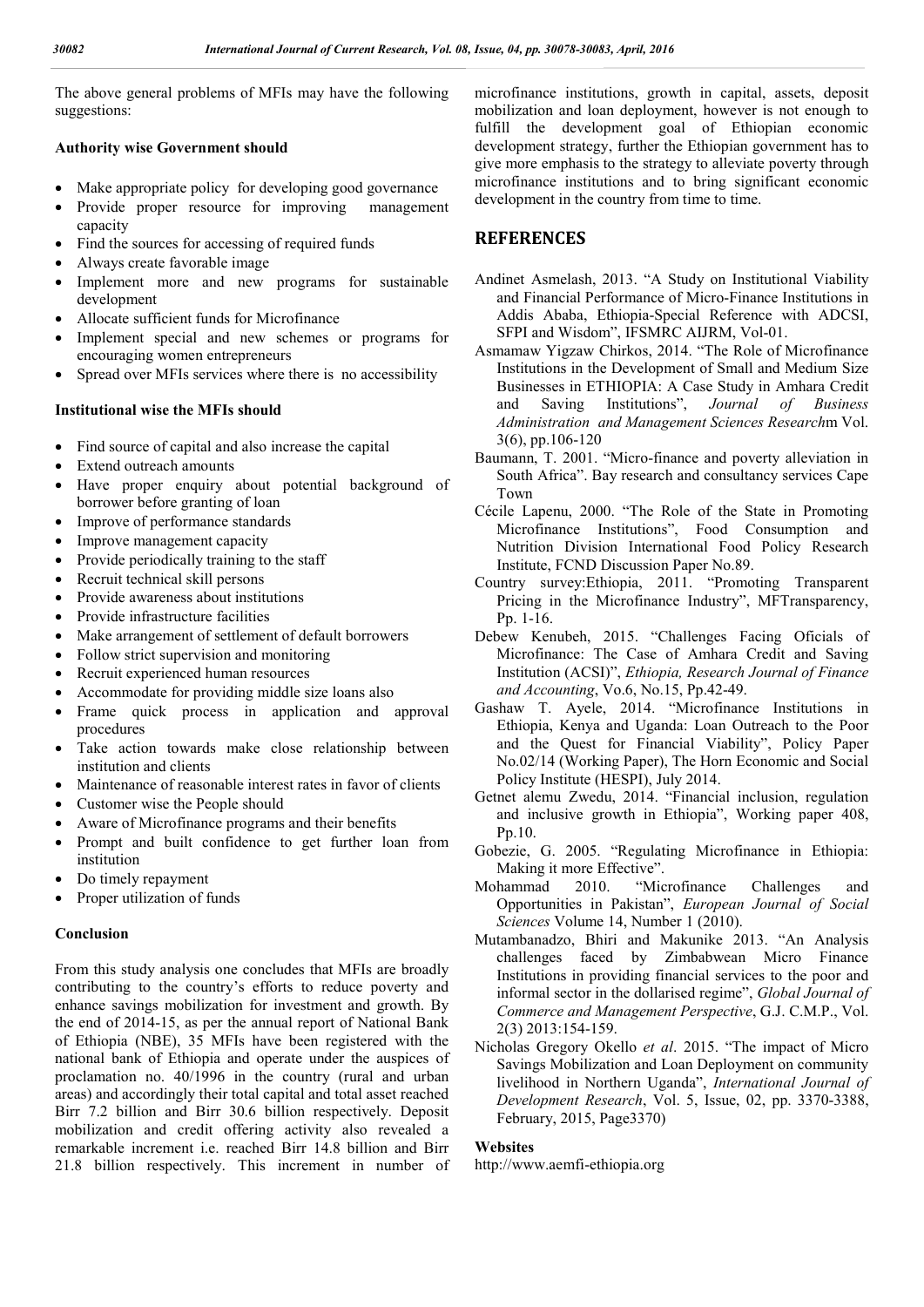The above general problems of MFIs may have the following suggestions:

**Authority wise Government should**

- Make appropriate policy for developing good governance
- Provide proper resource for improving management capacity
- Find the sources for accessing of required funds
- Always create favorable image
- Implement more and new programs for sustainable development
- Allocate sufficient funds for Microfinance
- Implement special and new schemes or programs for encouraging women entrepreneurs
- Spread over MFIs services where there is no accessibility

**Institutional wise the MFIs should**

- Find source of capital and also increase the capital
- Extend outreach amounts
- Have proper enquiry about potential background of borrower before granting of loan
- Improve of performance standards
- Improve management capacity
- Provide periodically training to the staff
- Recruit technical skill persons
- Provide awareness about institutions
- Provide infrastructure facilities
- Make arrangement of settlement of default borrowers
- Follow strict supervision and monitoring
- Recruit experienced human resources
- Accommodate for providing middle size loans also
- Frame quick process in application and approval procedures
- Take action towards make close relationship between institution and clients
- Maintenance of reasonable interest rates in favor of clients
- Customer wise the People should
- Aware of Microfinance programs and their benefits
- Prompt and built confidence to get further loan from institution
- Do timely repayment
- Proper utilization of funds

**Conclusion**

From this study analysis one concludes that MFIs are broadly contributing to the country's efforts to reduce poverty and enhance savings mobilization for investment and growth. By the end of 2014-15, as per the annual report of National Bank of Ethiopia (NBE), 35 MFIs have been registered with the national bank of Ethiopia and operate under the auspices of proclamation no. 40/1996 in the country (rural and urban areas) and accordingly their total capital and total asset reached Birr 7.2 billion and Birr 30.6 billion respectively. Deposit mobilization and credit offering activity also revealed a remarkable increment i.e. reached Birr 14.8 billion and Birr 21.8 billion respectively. This increment in number of microfinance institutions, growth in capital, assets, deposit mobilization and loan deployment, however is not enough to fulfill the development goal of Ethiopian economic development strategy, further the Ethiopian government has to give more emphasis to the strategy to alleviate poverty through microfinance institutions and to bring significant economic development in the country from time to time.

## REFERENCES

Andinet Asmelash, 2013. "A Study on Institutional Viability and Financial Performance of Micro-Finance Institutions in Addis Ababa, Ethiopia-Special Reference with ADCSI, SFPI and Wisdom", IFSMRC AIJRM, Vol-01.

Asmamaw Yigzaw Chirkos, 2014. "The Role of Microfinance Institutions in the Development of Small and Medium Size Businesses in ETHIOPIA: A Case Study in Amhara Credit and Saving Institutions", *Journal of Business Administration and Management Sciences Research*m Vol. 3(6), pp.106-120

Baumann, T. 2001. "Micro-finance and poverty alleviation in South Africa". Bay research and consultancy services Cape Town

Cécile Lapenu, 2000. "The Role of the State in Promoting Microfinance Institutions", Food Consumption and Nutrition Division International Food Policy Research Institute, FCND Discussion Paper No.89.

Country survey:Ethiopia, 2011. "Promoting Transparent Pricing in the Microfinance Industry", MFTransparency, Pp. 1-16.

Debew Kenubeh, 2015. "Challenges Facing Oficials of Microfinance: The Case of Amhara Credit and Saving Institution (ACSI)", *Ethiopia, Research Journal of Finance and Accounting*, Vo.6, No.15, Pp.42-49.

Gashaw T. Ayele, 2014. "Microfinance Institutions in Ethiopia, Kenya and Uganda: Loan Outreach to the Poor and the Quest for Financial Viability", Policy Paper No.02/14 (Working Paper), The Horn Economic and Social Policy Institute (HESPI), July 2014.

Getnet alemu Zwedu, 2014. "Financial inclusion, regulation and inclusive growth in Ethiopia", Working paper 408, Pp.10.

Gobezie, G. 2005. "Regulating Microfinance in Ethiopia: Making it more Effective".

Mohammad 2010. "Microfinance Challenges and Opportunities in Pakistan", *European Journal of Social Sciences* Volume 14, Number 1 (2010).

Mutambanadzo, Bhiri and Makunike 2013. "An Analysis challenges faced by Zimbabwean Micro Finance Institutions in providing financial services to the poor and informal sector in the dollarised regime", *Global Journal of Commerce and Management Perspective*, G.J. C.M.P., Vol. 2(3) 2013:154-159.

Nicholas Gregory Okello *et al*. 2015. "The impact of Micro Savings Mobilization and Loan Deployment on community livelihood in Northern Uganda", *International Journal of Development Research*, Vol. 5, Issue, 02, pp. 3370-3388, February, 2015, Page3370)

**Websites**

http://www.aemfi-ethiopia.org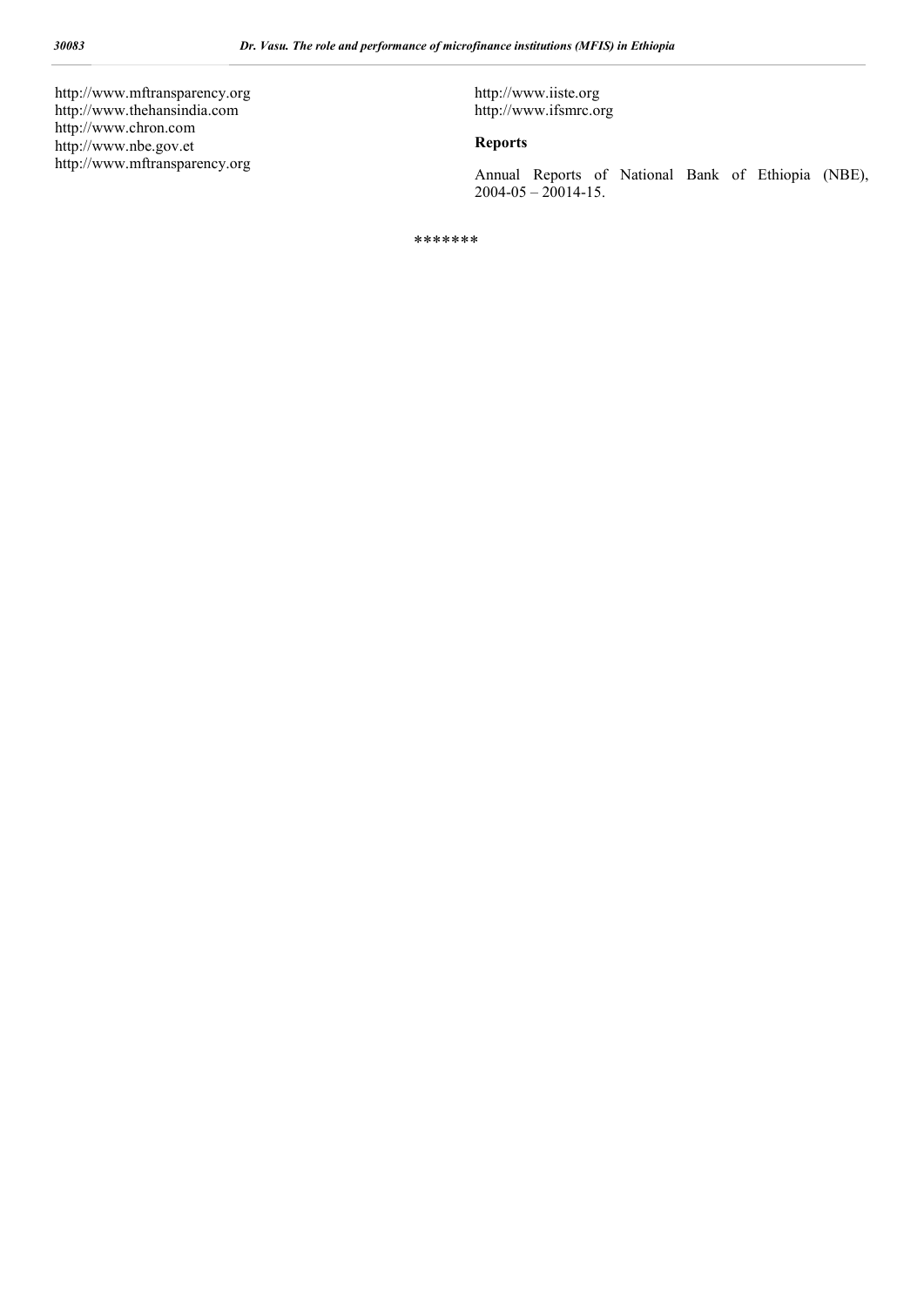http://www.mftransparency.org
http://www.thehansindia.com
http://www.chron.com
http://www.nbe.gov.et
http://www.mftransparency.org
http://www.iiste.org
http://www.ifsmrc.org

**Reports**

Annual Reports of National Bank of Ethiopia (NBE), 2004-05 – 20014-15.

*******